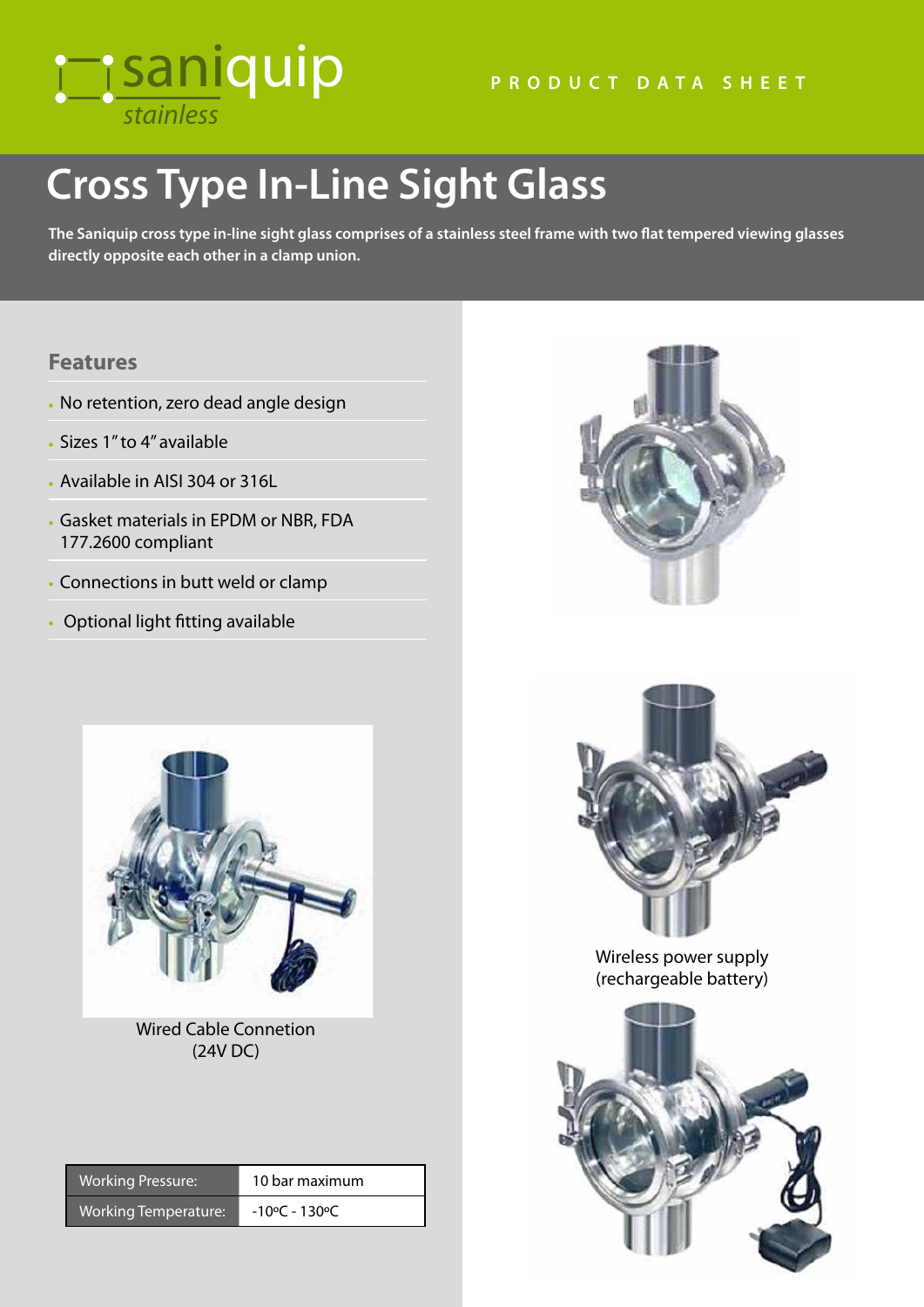saniquip stainless

PRODUCT DATA SHEET

# Cross Type In-Line Sight Glass

**The Saniquip cross type in-line sight glass comprises of a stainless steel frame with two flat tempered viewing glasses directly opposite each other in a clamp union.**

## Features

- No retention, zero dead angle design
- Sizes 1" to 4" available
- Available in AISI 304 or 316L
- Gasket materials in EPDM or NBR, FDA 177.2600 compliant
- Connections in butt weld or clamp
- Optional light fitting available

Wired Cable Connetion (24V DC)

Wireless power supply (rechargeable battery)

| Working Pressure: | 10 bar maximum |
|---|---|
| Working Temperature: | -10ºC - 130ºC |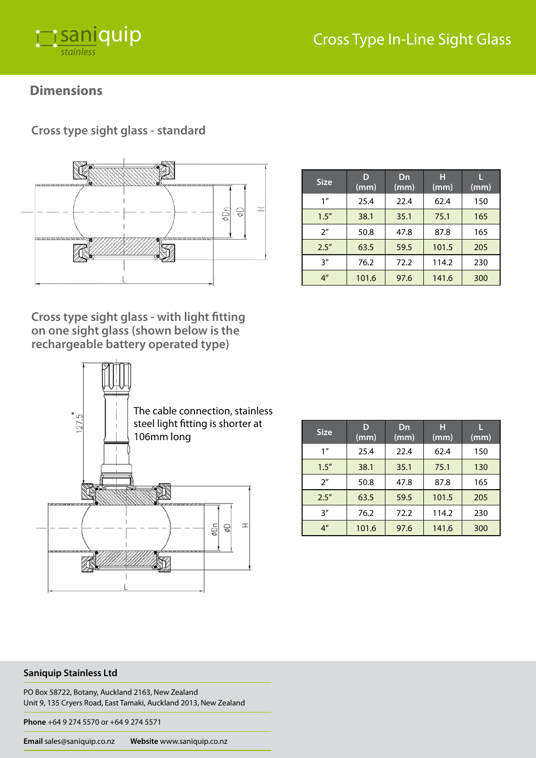# Cross Type In-Line Sight Glass

## Dimensions

### Cross type sight glass - standard

L
øDn
øD
H

| Size | D (mm) | Dn (mm) | H (mm) | L (mm) |
|---|---|---|---|---|
| 1″ | 25.4 | 22.4 | 62.4 | 150 |
| 1.5″ | 38.1 | 35.1 | 75.1 | 165 |
| 2″ | 50.8 | 47.8 | 87.8 | 165 |
| 2.5″ | 63.5 | 59.5 | 101.5 | 205 |
| 3″ | 76.2 | 72.2 | 114.2 | 230 |
| 4″ | 101.6 | 97.6 | 141.6 | 300 |

### Cross type sight glass - with light fitting on one sight glass (shown below is the rechargeable battery operated type)

127.5*

The cable connection, stainless steel light fitting is shorter at 106mm long

L
øDn
øD
H

| Size | D (mm) | Dn (mm) | H (mm) | L (mm) |
|---|---|---|---|---|
| 1″ | 25.4 | 22.4 | 62.4 | 150 |
| 1.5″ | 38.1 | 35.1 | 75.1 | 130 |
| 2″ | 50.8 | 47.8 | 87.8 | 165 |
| 2.5″ | 63.5 | 59.5 | 101.5 | 205 |
| 3″ | 76.2 | 72.2 | 114.2 | 230 |
| 4″ | 101.6 | 97.6 | 141.6 | 300 |

**Saniquip Stainless Ltd**

PO Box 58722, Botany, Auckland 2163, New Zealand
Unit 9, 135 Cryers Road, East Tamaki, Auckland 2013, New Zealand

**Phone** +64 9 274 5570 or +64 9 274 5571

**Email** sales@saniquip.co.nz **Website** www.saniquip.co.nz